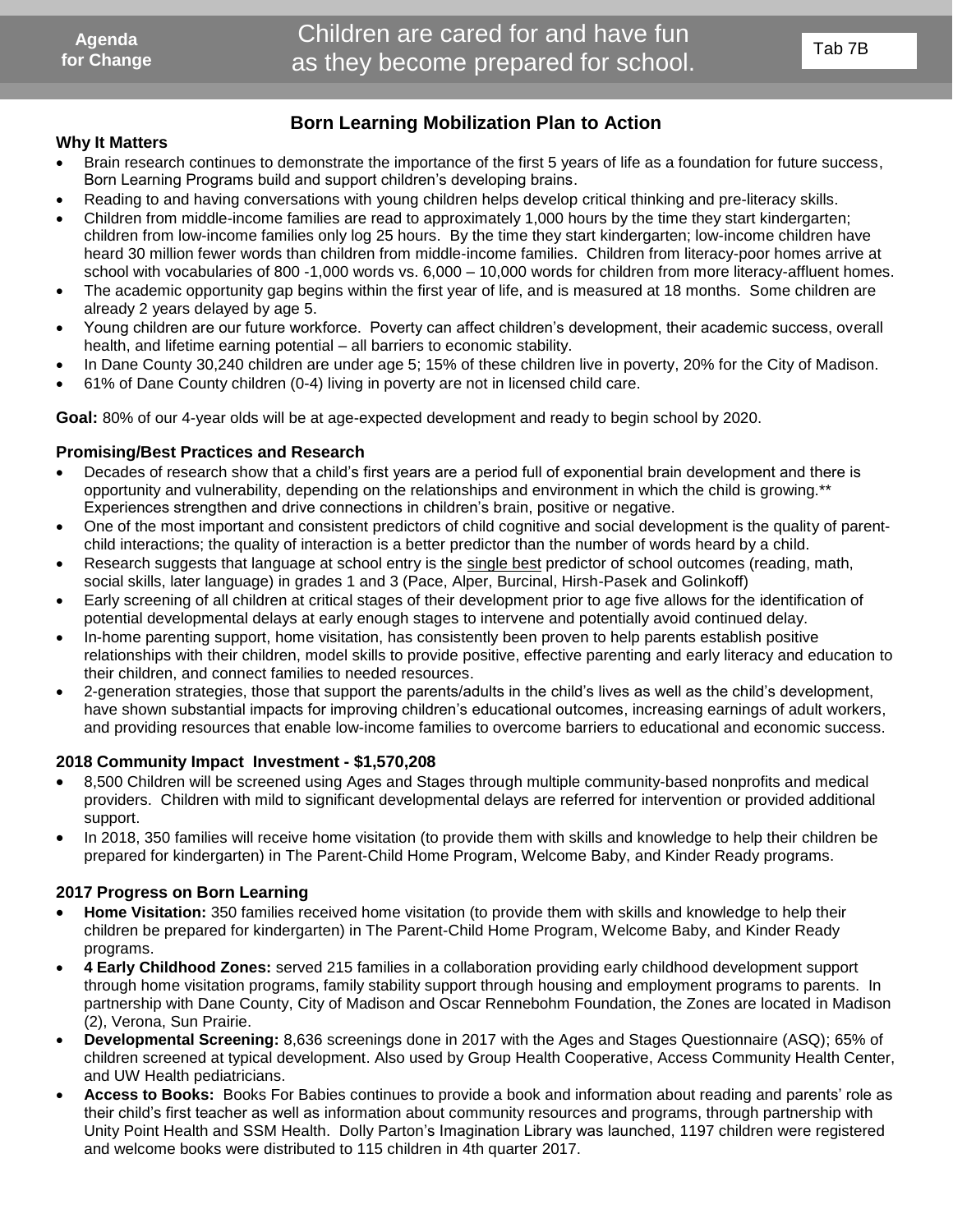Agenda for Change

# Children are cared for and have fun as they become prepared for school.

Tab 7B

## Born Learning Mobilization Plan to Action

### Why It Matters

- Brain research continues to demonstrate the importance of the first 5 years of life as a foundation for future success, Born Learning Programs build and support children's developing brains.
- Reading to and having conversations with young children helps develop critical thinking and pre-literacy skills.
- Children from middle-income families are read to approximately 1,000 hours by the time they start kindergarten; children from low-income families only log 25 hours. By the time they start kindergarten; low-income children have heard 30 million fewer words than children from middle-income families. Children from literacy-poor homes arrive at school with vocabularies of 800 -1,000 words vs. 6,000 – 10,000 words for children from more literacy-affluent homes.
- The academic opportunity gap begins within the first year of life, and is measured at 18 months. Some children are already 2 years delayed by age 5.
- Young children are our future workforce. Poverty can affect children's development, their academic success, overall health, and lifetime earning potential – all barriers to economic stability.
- In Dane County 30,240 children are under age 5; 15% of these children live in poverty, 20% for the City of Madison.
- 61% of Dane County children (0-4) living in poverty are not in licensed child care.

**Goal:** 80% of our 4-year olds will be at age-expected development and ready to begin school by 2020.

### Promising/Best Practices and Research

- Decades of research show that a child's first years are a period full of exponential brain development and there is opportunity and vulnerability, depending on the relationships and environment in which the child is growing.** Experiences strengthen and drive connections in children's brain, positive or negative.
- One of the most important and consistent predictors of child cognitive and social development is the quality of parent-child interactions; the quality of interaction is a better predictor than the number of words heard by a child.
- Research suggests that language at school entry is the single best predictor of school outcomes (reading, math, social skills, later language) in grades 1 and 3 (Pace, Alper, Burcinal, Hirsh-Pasek and Golinkoff)
- Early screening of all children at critical stages of their development prior to age five allows for the identification of potential developmental delays at early enough stages to intervene and potentially avoid continued delay.
- In-home parenting support, home visitation, has consistently been proven to help parents establish positive relationships with their children, model skills to provide positive, effective parenting and early literacy and education to their children, and connect families to needed resources.
- 2-generation strategies, those that support the parents/adults in the child's lives as well as the child's development, have shown substantial impacts for improving children's educational outcomes, increasing earnings of adult workers, and providing resources that enable low-income families to overcome barriers to educational and economic success.

### 2018 Community Impact Investment - $1,570,208

- 8,500 Children will be screened using Ages and Stages through multiple community-based nonprofits and medical providers. Children with mild to significant developmental delays are referred for intervention or provided additional support.
- In 2018, 350 families will receive home visitation (to provide them with skills and knowledge to help their children be prepared for kindergarten) in The Parent-Child Home Program, Welcome Baby, and Kinder Ready programs.

### 2017 Progress on Born Learning

- **Home Visitation:** 350 families received home visitation (to provide them with skills and knowledge to help their children be prepared for kindergarten) in The Parent-Child Home Program, Welcome Baby, and Kinder Ready programs.
- **4 Early Childhood Zones:** served 215 families in a collaboration providing early childhood development support through home visitation programs, family stability support through housing and employment programs to parents. In partnership with Dane County, City of Madison and Oscar Rennebohm Foundation, the Zones are located in Madison (2), Verona, Sun Prairie.
- **Developmental Screening:** 8,636 screenings done in 2017 with the Ages and Stages Questionnaire (ASQ); 65% of children screened at typical development. Also used by Group Health Cooperative, Access Community Health Center, and UW Health pediatricians.
- **Access to Books:** Books For Babies continues to provide a book and information about reading and parents' role as their child's first teacher as well as information about community resources and programs, through partnership with Unity Point Health and SSM Health. Dolly Parton's Imagination Library was launched, 1197 children were registered and welcome books were distributed to 115 children in 4th quarter 2017.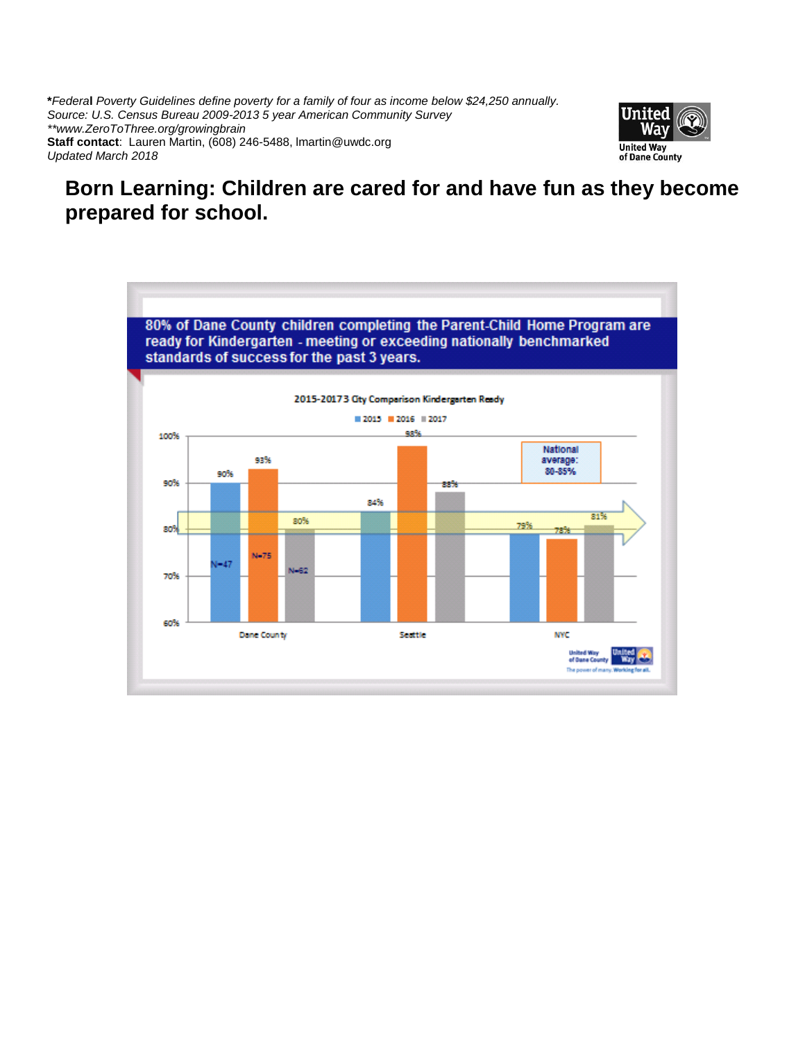***Federal** *Poverty Guidelines define poverty for a family of four as income below $24,250 annually.*
*Source: U.S. Census Bureau 2009-2013 5 year American Community Survey*
*\*\*www.ZeroToThree.org/growingbrain*
**Staff contact**: Lauren Martin, (608) 246-5488, lmartin@uwdc.org
*Updated March 2018*

United Way
United Way of Dane County

## Born Learning: Children are cared for and have fun as they become prepared for school.

80% of Dane County children completing the Parent-Child Home Program are ready for Kindergarten - meeting or exceeding nationally benchmarked standards of success for the past 3 years.

2015-2017 3 City Comparison Kindergarten Ready

2015 2016 2017

100%
90%
80%
70%
60%

Dane County: 90%, 93%, 80%; N=47, N=75, N=62

Seattle: 84%, 98%, 88%

NYC: 79%, 78%, 81%

National average: 80-85%

United Way of Dane County
The power of many. Working for all.